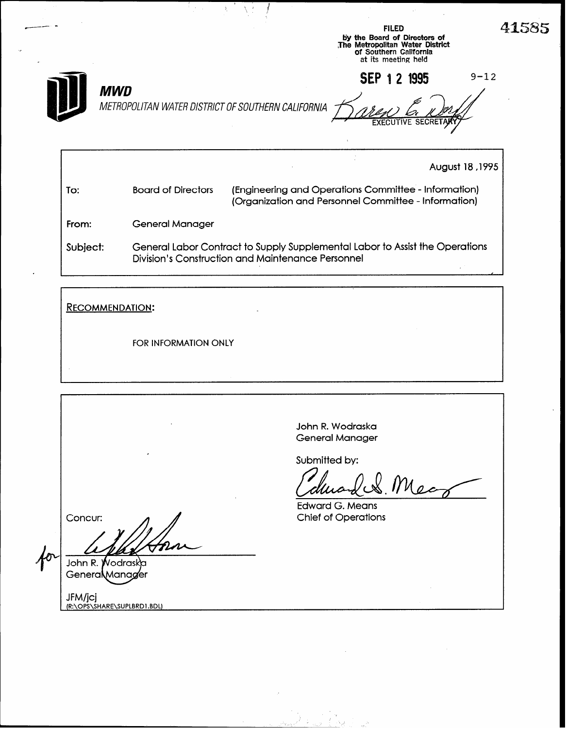41585

FILED
by the Board of Directors of
The Metropolitan Water District
of Southern California
at its meeting held

SEP 12 1995 9-12

EXECUTIVE SECRETARY

**MWD**

*METROPOLITAN WATER DISTRICT OF SOUTHERN CALIFORNIA*

August 18 ,1995

| | | |
|---|---|---|
| To: | Board of Directors | (Engineering and Operations Committee - Information) (Organization and Personnel Committee - Information) |
| From: | General Manager | |
| Subject: | General Labor Contract to Supply Supplemental Labor to Assist the Operations Division's Construction and Maintenance Personnel | |

RECOMMENDATION:

FOR INFORMATION ONLY

John R. Wodraska
General Manager

Submitted by:

Edward G. Means
Chief of Operations

Concur:

for
John R. Wodraska
General Manager

JFM/jcj
(R:\OPS\SHARE\SUPLBRD1.BDL)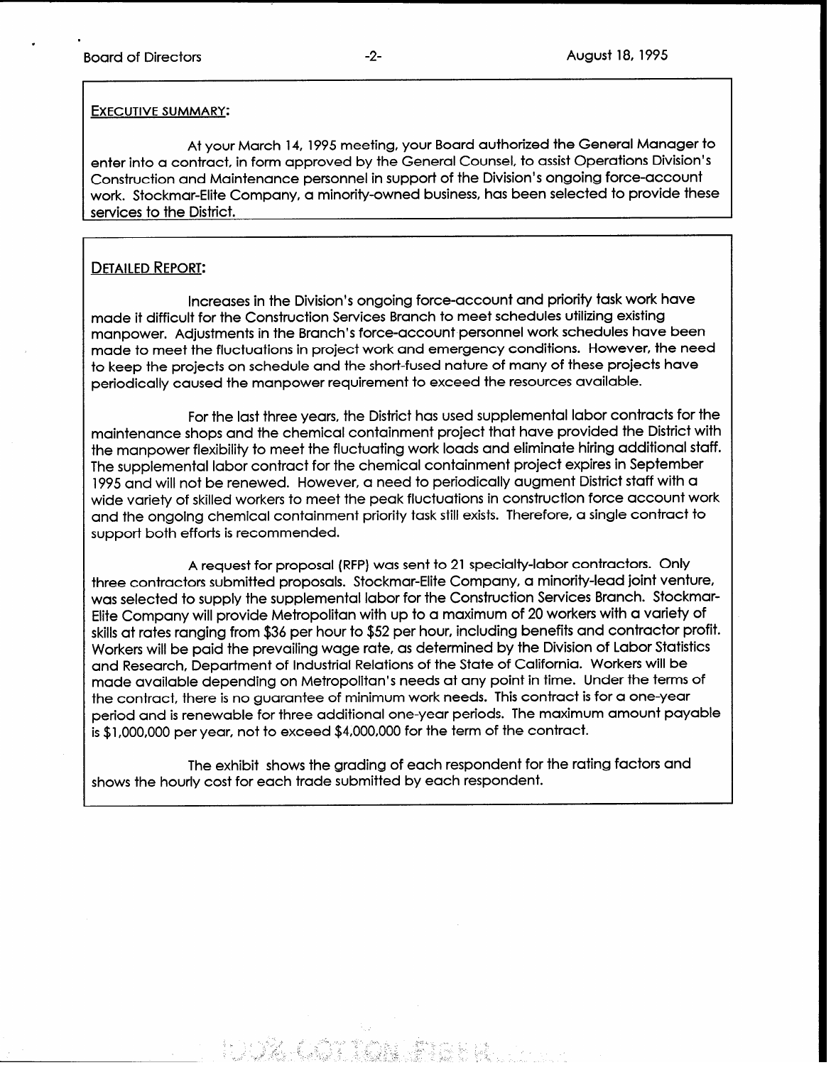## EXECUTIVE SUMMARY:

At your March 14, 1995 meeting, your Board authorized the General Manager to enter into a contract, in form approved by the General Counsel, to assist Operations Division's Construction and Maintenance personnel in support of the Division's ongoing force-account work. Stockmar-Elite Company, a minority-owned business, has been selected to provide these services to the District.

## DETAILED REPORT:

Increases in the Division's ongoing force-account and priority task work have made it difficult for the Construction Services Branch to meet schedules utilizing existing manpower. Adjustments in the Branch's force-account personnel work schedules have been made to meet the fluctuations in project work and emergency conditions. However, the need to keep the projects on schedule and the short-fused nature of many of these projects have periodically caused the manpower requirement to exceed the resources available.

For the last three years, the District has used supplemental labor contracts for the maintenance shops and the chemical containment project that have provided the District with the manpower flexibility to meet the fluctuating work loads and eliminate hiring additional staff. The supplemental labor contract for the chemical containment project expires in September 1995 and will not be renewed. However, a need to periodically augment District staff with a wide variety of skilled workers to meet the peak fluctuations in construction force account work and the ongoing chemical containment priority task still exists. Therefore, a single contract to support both efforts is recommended.

A request for proposal (RFP) was sent to 21 specialty-labor contractors. Only three contractors submitted proposals. Stockmar-Elite Company, a minority-lead joint venture, was selected to supply the supplemental labor for the Construction Services Branch. Stockmar-Elite Company will provide Metropolitan with up to a maximum of 20 workers with a variety of skills at rates ranging from $36 per hour to $52 per hour, including benefits and contractor profit. Workers will be paid the prevailing wage rate, as determined by the Division of Labor Statistics and Research, Department of Industrial Relations of the State of California. Workers will be made available depending on Metropolitan's needs at any point in time. Under the terms of the contract, there is no guarantee of minimum work needs. This contract is for a one-year period and is renewable for three additional one-year periods. The maximum amount payable is $1,000,000 per year, not to exceed $4,000,000 for the term of the contract.

The exhibit shows the grading of each respondent for the rating factors and shows the hourly cost for each trade submitted by each respondent.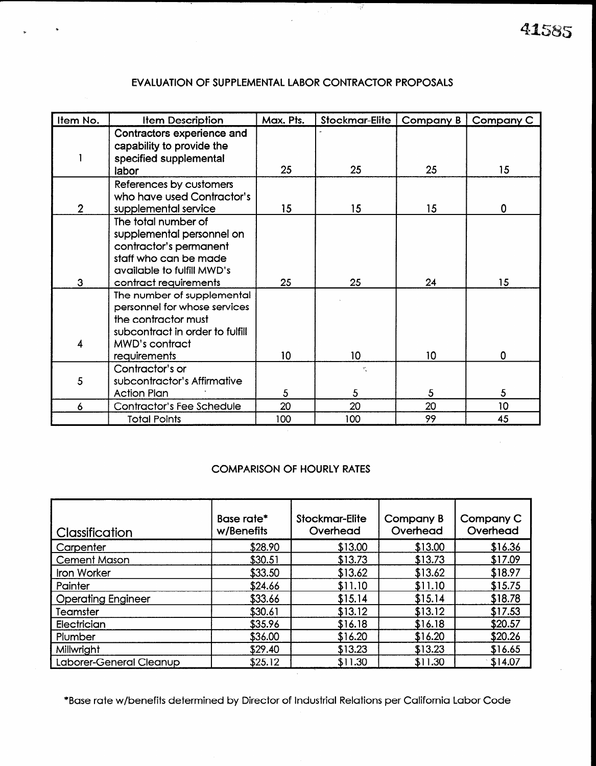## EVALUATION OF SUPPLEMENTAL LABOR CONTRACTOR PROPOSALS

| Item No. | Item Description | Max. Pts. | Stockmar-Elite | Company B | Company C |
|---|---|---|---|---|---|
| 1 | Contractors experience and capability to provide the specified supplemental labor | 25 | 25 | 25 | 15 |
| 2 | References by customers who have used Contractor's supplemental service | 15 | 15 | 15 | 0 |
| 3 | The total number of supplemental personnel on contractor's permanent staff who can be made available to fulfill MWD's contract requirements | 25 | 25 | 24 | 15 |
| 4 | The number of supplemental personnel for whose services the contractor must subcontract in order to fulfill MWD's contract requirements | 10 | 10 | 10 | 0 |
| 5 | Contractor's or subcontractor's Affirmative Action Plan | 5 | 5 | 5 | 5 |
| 6 | Contractor's Fee Schedule | 20 | 20 | 20 | 10 |
| | Total Points | 100 | 100 | 99 | 45 |

## COMPARISON OF HOURLY RATES

| Classification | Base rate* w/Benefits | Stockmar-Elite Overhead | Company B Overhead | Company C Overhead |
|---|---|---|---|---|
| Carpenter | $28.90 | $13.00 | $13.00 | $16.36 |
| Cement Mason | $30.51 | $13.73 | $13.73 | $17.09 |
| Iron Worker | $33.50 | $13.62 | $13.62 | $18.97 |
| Painter | $24.66 | $11.10 | $11.10 | $15.75 |
| Operating Engineer | $33.66 | $15.14 | $15.14 | $18.78 |
| Teamster | $30.61 | $13.12 | $13.12 | $17.53 |
| Electrician | $35.96 | $16.18 | $16.18 | $20.57 |
| Plumber | $36.00 | $16.20 | $16.20 | $20.26 |
| Millwright | $29.40 | $13.23 | $13.23 | $16.65 |
| Laborer-General Cleanup | $25.12 | $11.30 | $11.30 | $14.07 |

*Base rate w/benefits determined by Director of Industrial Relations per California Labor Code